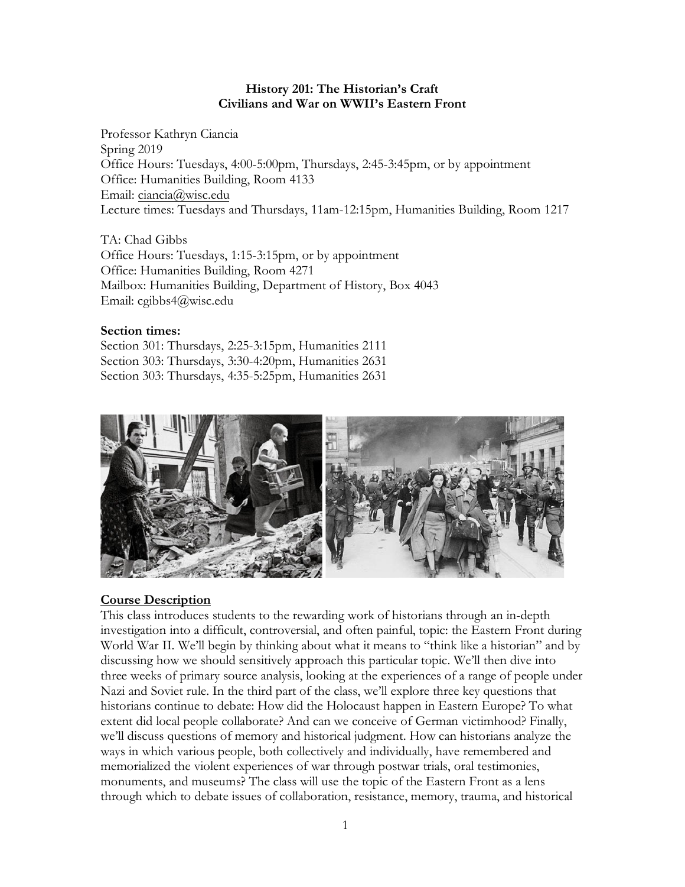**History 201: The Historian's Craft**
**Civilians and War on WWII's Eastern Front**

Professor Kathryn Ciancia
Spring 2019
Office Hours: Tuesdays, 4:00-5:00pm, Thursdays, 2:45-3:45pm, or by appointment
Office: Humanities Building, Room 4133
Email: ciancia@wisc.edu
Lecture times: Tuesdays and Thursdays, 11am-12:15pm, Humanities Building, Room 1217

TA: Chad Gibbs
Office Hours: Tuesdays, 1:15-3:15pm, or by appointment
Office: Humanities Building, Room 4271
Mailbox: Humanities Building, Department of History, Box 4043
Email: cgibbs4@wisc.edu

**Section times:**
Section 301: Thursdays, 2:25-3:15pm, Humanities 2111
Section 303: Thursdays, 3:30-4:20pm, Humanities 2631
Section 303: Thursdays, 4:35-5:25pm, Humanities 2631

## Course Description

This class introduces students to the rewarding work of historians through an in-depth investigation into a difficult, controversial, and often painful, topic: the Eastern Front during World War II. We'll begin by thinking about what it means to "think like a historian" and by discussing how we should sensitively approach this particular topic. We'll then dive into three weeks of primary source analysis, looking at the experiences of a range of people under Nazi and Soviet rule. In the third part of the class, we'll explore three key questions that historians continue to debate: How did the Holocaust happen in Eastern Europe? To what extent did local people collaborate? And can we conceive of German victimhood? Finally, we'll discuss questions of memory and historical judgment. How can historians analyze the ways in which various people, both collectively and individually, have remembered and memorialized the violent experiences of war through postwar trials, oral testimonies, monuments, and museums? The class will use the topic of the Eastern Front as a lens through which to debate issues of collaboration, resistance, memory, trauma, and historical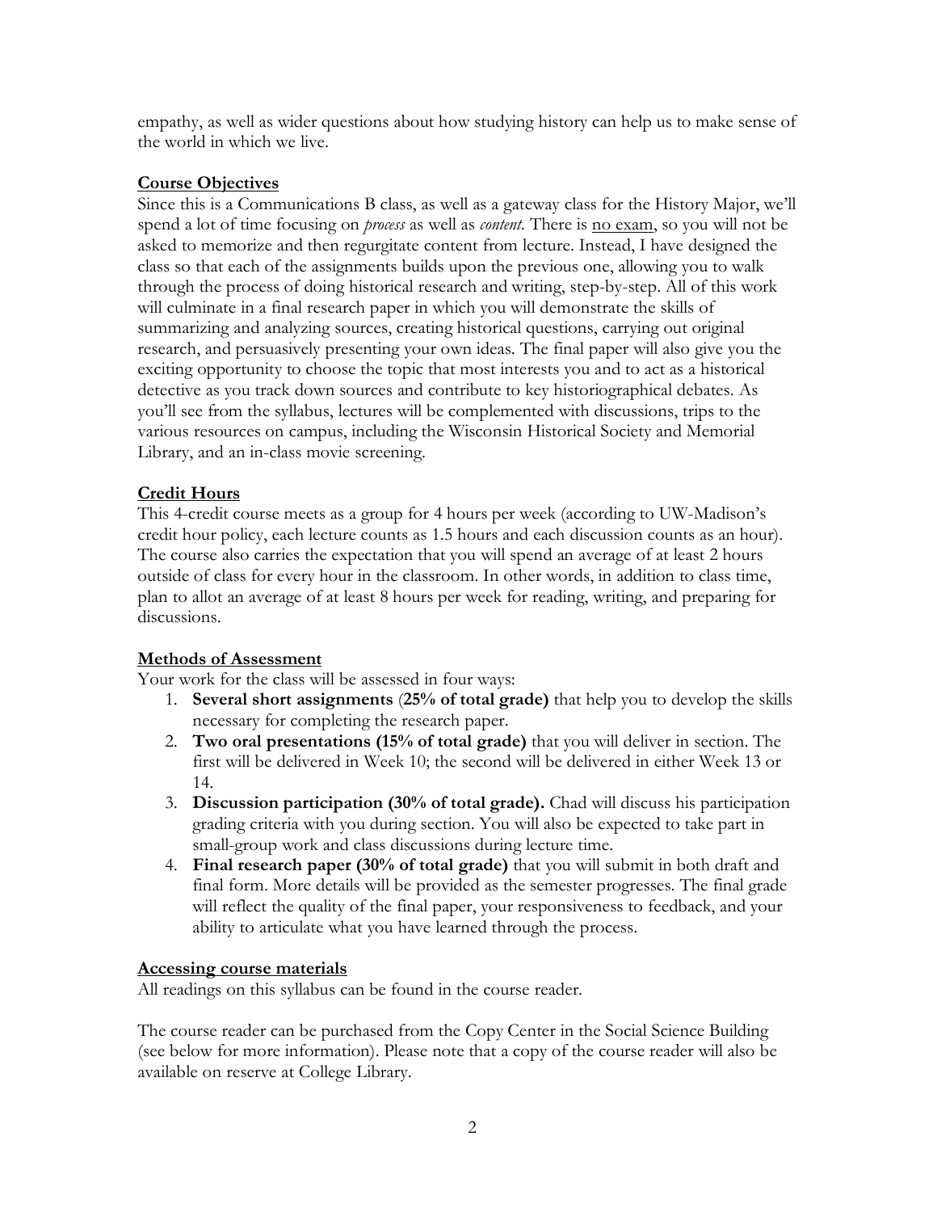empathy, as well as wider questions about how studying history can help us to make sense of the world in which we live.

## Course Objectives

Since this is a Communications B class, as well as a gateway class for the History Major, we'll spend a lot of time focusing on *process* as well as *content*. There is <u>no exam</u>, so you will not be asked to memorize and then regurgitate content from lecture. Instead, I have designed the class so that each of the assignments builds upon the previous one, allowing you to walk through the process of doing historical research and writing, step-by-step. All of this work will culminate in a final research paper in which you will demonstrate the skills of summarizing and analyzing sources, creating historical questions, carrying out original research, and persuasively presenting your own ideas. The final paper will also give you the exciting opportunity to choose the topic that most interests you and to act as a historical detective as you track down sources and contribute to key historiographical debates. As you'll see from the syllabus, lectures will be complemented with discussions, trips to the various resources on campus, including the Wisconsin Historical Society and Memorial Library, and an in-class movie screening.

## Credit Hours

This 4-credit course meets as a group for 4 hours per week (according to UW-Madison's credit hour policy, each lecture counts as 1.5 hours and each discussion counts as an hour). The course also carries the expectation that you will spend an average of at least 2 hours outside of class for every hour in the classroom. In other words, in addition to class time, plan to allot an average of at least 8 hours per week for reading, writing, and preparing for discussions.

## Methods of Assessment

Your work for the class will be assessed in four ways:

1. **Several short assignments** (**25% of total grade)** that help you to develop the skills necessary for completing the research paper.
2. **Two oral presentations (15% of total grade)** that you will deliver in section. The first will be delivered in Week 10; the second will be delivered in either Week 13 or 14.
3. **Discussion participation (30% of total grade).** Chad will discuss his participation grading criteria with you during section. You will also be expected to take part in small-group work and class discussions during lecture time.
4. **Final research paper (30% of total grade)** that you will submit in both draft and final form. More details will be provided as the semester progresses. The final grade will reflect the quality of the final paper, your responsiveness to feedback, and your ability to articulate what you have learned through the process.

## Accessing course materials

All readings on this syllabus can be found in the course reader.

The course reader can be purchased from the Copy Center in the Social Science Building (see below for more information). Please note that a copy of the course reader will also be available on reserve at College Library.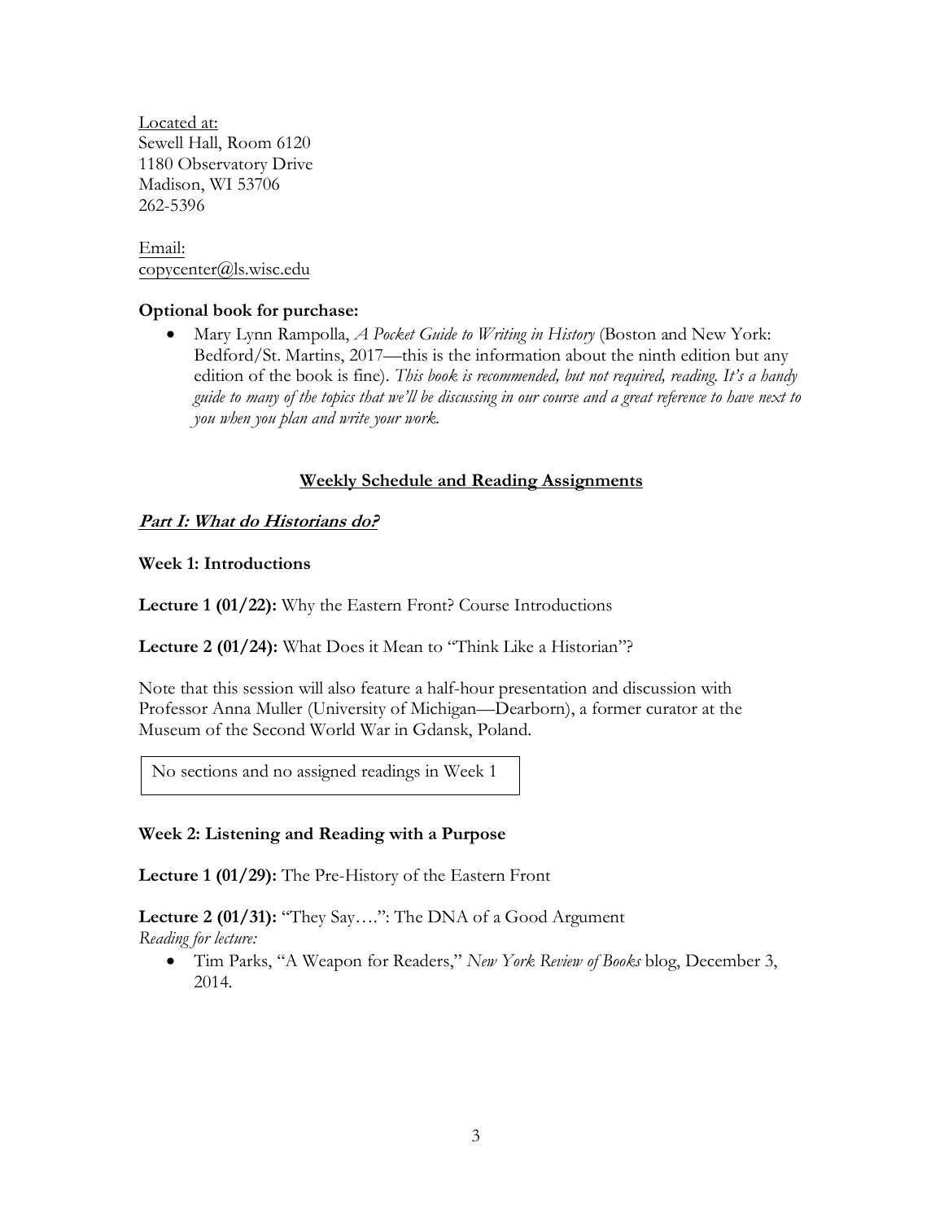Located at:
Sewell Hall, Room 6120
1180 Observatory Drive
Madison, WI 53706
262-5396

Email:
copycenter@ls.wisc.edu

**Optional book for purchase:**

- Mary Lynn Rampolla, *A Pocket Guide to Writing in History* (Boston and New York: Bedford/St. Martins, 2017—this is the information about the ninth edition but any edition of the book is fine). *This book is recommended, but not required, reading. It's a handy guide to many of the topics that we'll be discussing in our course and a great reference to have next to you when you plan and write your work.*

## Weekly Schedule and Reading Assignments

### *Part I: What do Historians do?*

**Week 1: Introductions**

**Lecture 1 (01/22):** Why the Eastern Front? Course Introductions

**Lecture 2 (01/24):** What Does it Mean to "Think Like a Historian"?

Note that this session will also feature a half-hour presentation and discussion with Professor Anna Muller (University of Michigan—Dearborn), a former curator at the Museum of the Second World War in Gdansk, Poland.

No sections and no assigned readings in Week 1

**Week 2: Listening and Reading with a Purpose**

**Lecture 1 (01/29):** The Pre-History of the Eastern Front

**Lecture 2 (01/31):** "They Say….": The DNA of a Good Argument
*Reading for lecture:*

- Tim Parks, "A Weapon for Readers," *New York Review of Books* blog, December 3, 2014.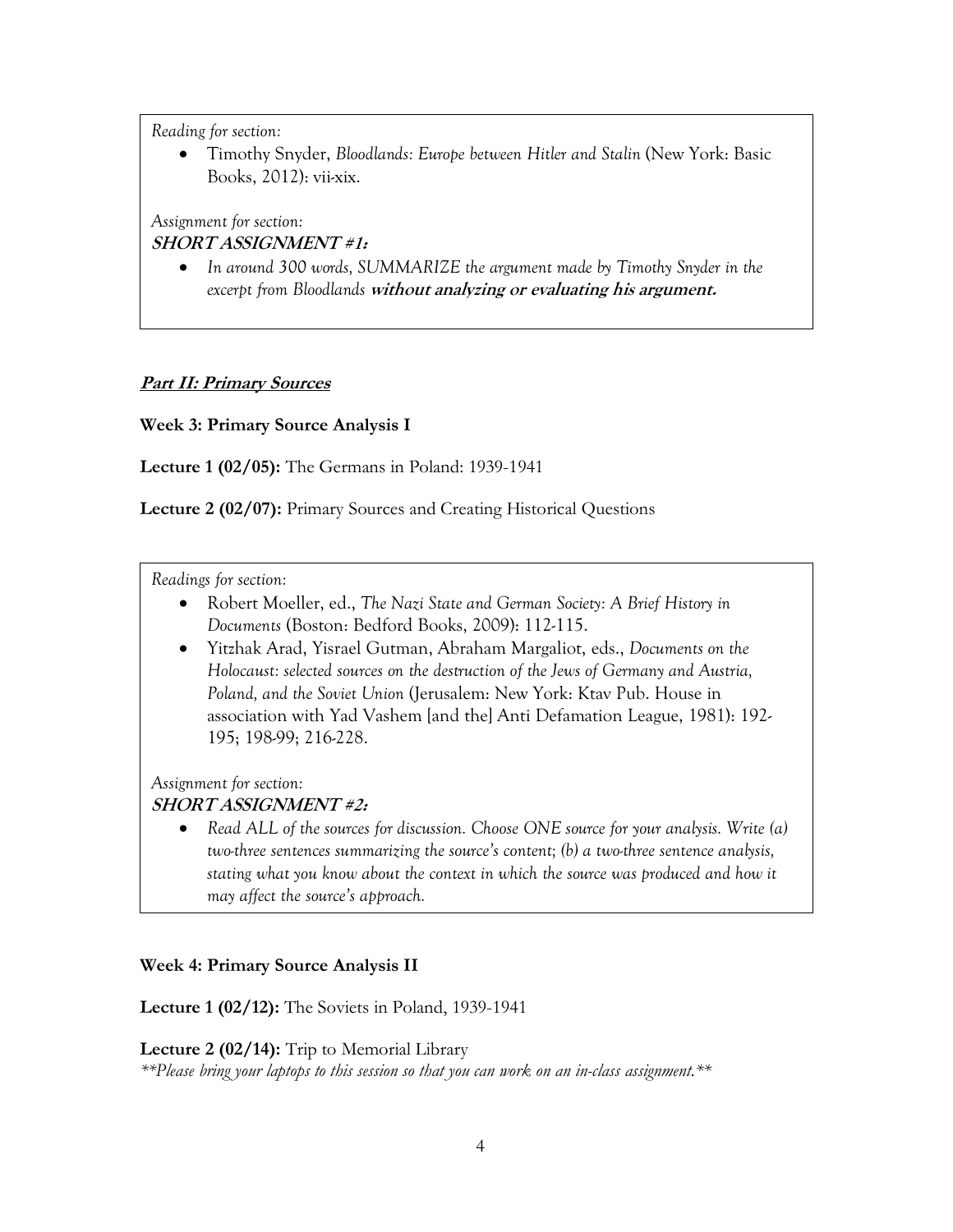*Reading for section:*

- Timothy Snyder, *Bloodlands: Europe between Hitler and Stalin* (New York: Basic Books, 2012): vii-xix.

*Assignment for section:*

***SHORT ASSIGNMENT #1:***

- *In around 300 words, SUMMARIZE the argument made by Timothy Snyder in the excerpt from Bloodlands* ***without analyzing or evaluating his argument.***

## ***Part II: Primary Sources***

### **Week 3: Primary Source Analysis I**

**Lecture 1 (02/05):** The Germans in Poland: 1939-1941

**Lecture 2 (02/07):** Primary Sources and Creating Historical Questions

*Readings for section:*

- Robert Moeller, ed., *The Nazi State and German Society: A Brief History in Documents* (Boston: Bedford Books, 2009): 112-115.
- Yitzhak Arad, Yisrael Gutman, Abraham Margaliot, eds., *Documents on the Holocaust: selected sources on the destruction of the Jews of Germany and Austria, Poland, and the Soviet Union* (Jerusalem: New York: Ktav Pub. House in association with Yad Vashem [and the] Anti Defamation League, 1981): 192-195; 198-99; 216-228.

*Assignment for section:*

***SHORT ASSIGNMENT #2:***

- *Read ALL of the sources for discussion. Choose ONE source for your analysis. Write (a) two-three sentences summarizing the source's content; (b) a two-three sentence analysis, stating what you know about the context in which the source was produced and how it may affect the source's approach.*

### **Week 4: Primary Source Analysis II**

**Lecture 1 (02/12):** The Soviets in Poland, 1939-1941

**Lecture 2 (02/14):** Trip to Memorial Library

*\*\*Please bring your laptops to this session so that you can work on an in-class assignment.\*\**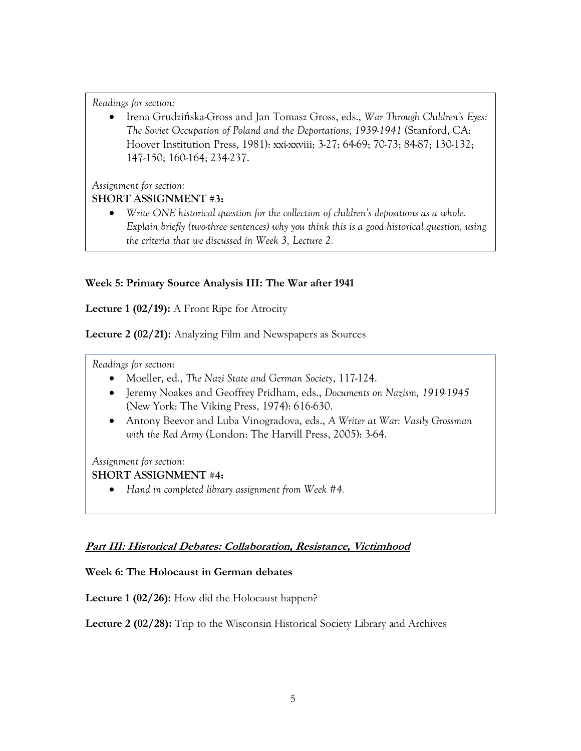*Readings for section:*

- Irena Grudzińska-Gross and Jan Tomasz Gross, eds., *War Through Children's Eyes: The Soviet Occupation of Poland and the Deportations, 1939-1941* (Stanford, CA: Hoover Institution Press, 1981): xxi-xxviii; 3-27; 64-69; 70-73; 84-87; 130-132; 147-150; 160-164; 234-237.

*Assignment for section:*

**SHORT ASSIGNMENT #3:**

- *Write ONE historical question for the collection of children's depositions as a whole. Explain briefly (two-three sentences) why you think this is a good historical question, using the criteria that we discussed in Week 3, Lecture 2.*

**Week 5: Primary Source Analysis III: The War after 1941**

**Lecture 1 (02/19):** A Front Ripe for Atrocity

**Lecture 2 (02/21):** Analyzing Film and Newspapers as Sources

*Readings for section*:

- Moeller, ed., *The Nazi State and German Society*, 117-124.
- Jeremy Noakes and Geoffrey Pridham, eds., *Documents on Nazism, 1919-1945* (New York: The Viking Press, 1974): 616-630.
- Antony Beevor and Luba Vinogradova, eds., *A Writer at War: Vasily Grossman with the Red Army* (London: The Harvill Press, 2005): 3-64.

*Assignment for section:*

**SHORT ASSIGNMENT #4:**

- *Hand in completed library assignment from Week #4.*

***<u>Part III: Historical Debates: Collaboration, Resistance, Victimhood</u>***

**Week 6: The Holocaust in German debates**

**Lecture 1 (02/26):** How did the Holocaust happen?

**Lecture 2 (02/28):** Trip to the Wisconsin Historical Society Library and Archives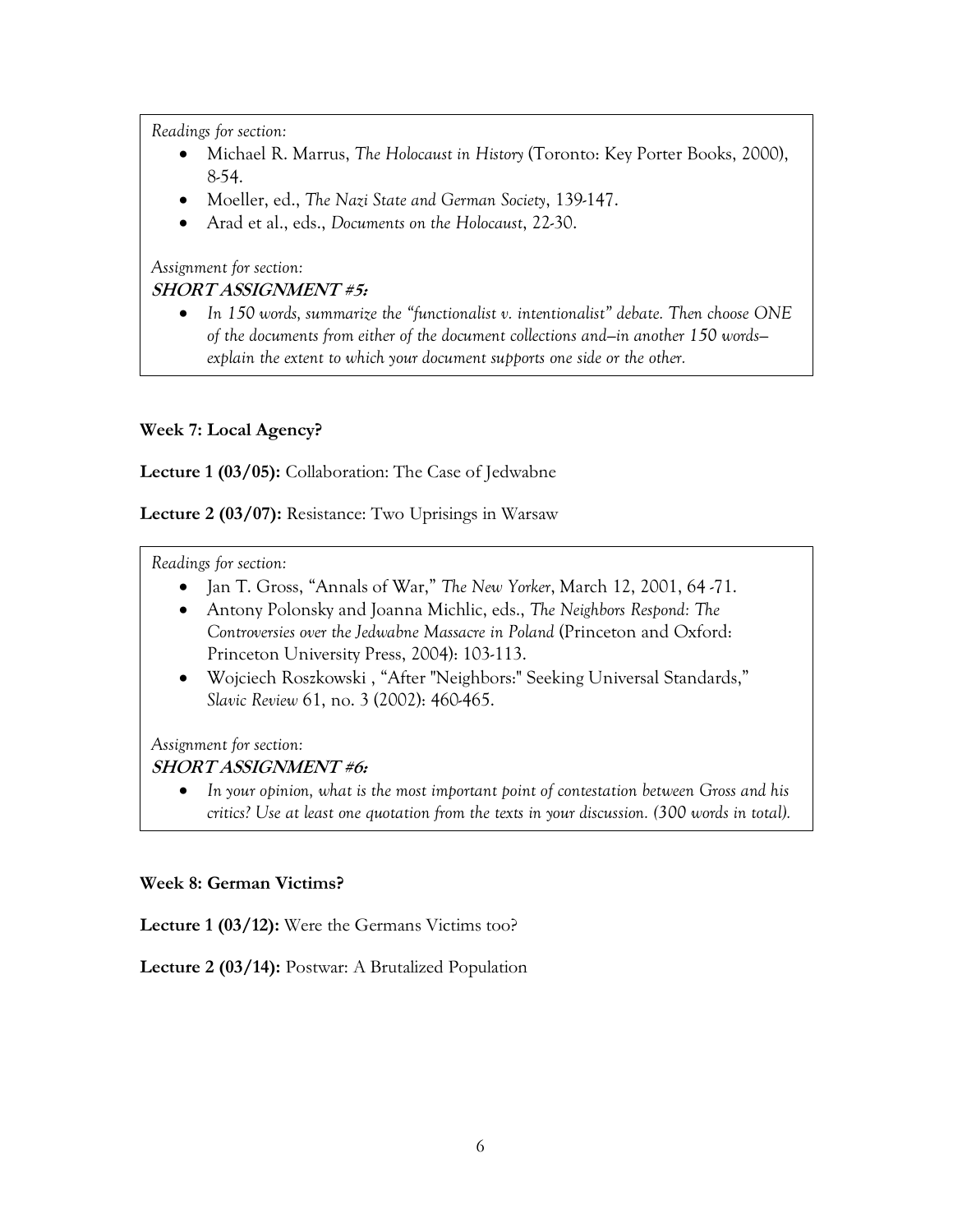*Readings for section:*

- Michael R. Marrus, *The Holocaust in History* (Toronto: Key Porter Books, 2000), 8-54.
- Moeller, ed., *The Nazi State and German Society*, 139-147.
- Arad et al., eds., *Documents on the Holocaust*, 22-30.

*Assignment for section:*

***SHORT ASSIGNMENT #5:***

- *In 150 words, summarize the "functionalist v. intentionalist" debate. Then choose ONE of the documents from either of the document collections and—in another 150 words—explain the extent to which your document supports one side or the other.*

**Week 7: Local Agency?**

**Lecture 1 (03/05):** Collaboration: The Case of Jedwabne

**Lecture 2 (03/07):** Resistance: Two Uprisings in Warsaw

*Readings for section:*

- Jan T. Gross, "Annals of War," *The New Yorker*, March 12, 2001, 64 -71.
- Antony Polonsky and Joanna Michlic, eds., *The Neighbors Respond: The Controversies over the Jedwabne Massacre in Poland* (Princeton and Oxford: Princeton University Press, 2004): 103-113.
- Wojciech Roszkowski , "After "Neighbors:" Seeking Universal Standards," *Slavic Review* 61, no. 3 (2002): 460-465.

*Assignment for section:*

***SHORT ASSIGNMENT #6:***

- *In your opinion, what is the most important point of contestation between Gross and his critics? Use at least one quotation from the texts in your discussion. (300 words in total).*

**Week 8: German Victims?**

**Lecture 1 (03/12):** Were the Germans Victims too?

**Lecture 2 (03/14):** Postwar: A Brutalized Population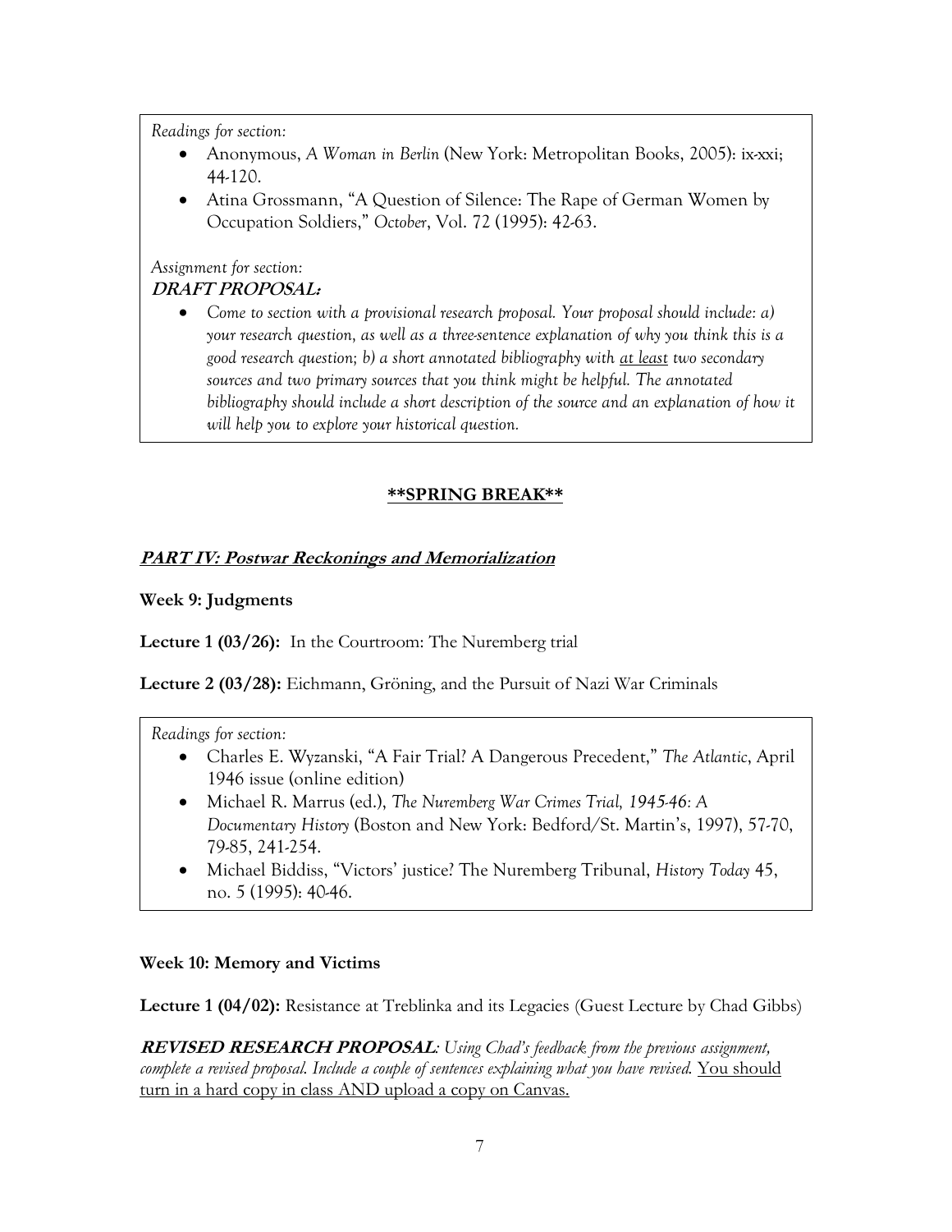*Readings for section:*

- Anonymous, *A Woman in Berlin* (New York: Metropolitan Books, 2005): ix-xxi; 44-120.
- Atina Grossmann, "A Question of Silence: The Rape of German Women by Occupation Soldiers," *October*, Vol. 72 (1995): 42-63.

*Assignment for section:*

***DRAFT PROPOSAL:***

- *Come to section with a provisional research proposal. Your proposal should include: a) your research question, as well as a three-sentence explanation of why you think this is a good research question; b) a short annotated bibliography with <u>at least</u> two secondary sources and two primary sources that you think might be helpful. The annotated bibliography should include a short description of the source and an explanation of how it will help you to explore your historical question.*

**<u>\*\*SPRING BREAK\*\*</u>**

## ***<u>PART IV: Postwar Reckonings and Memorialization</u>***

### Week 9: Judgments

**Lecture 1 (03/26):** In the Courtroom: The Nuremberg trial

**Lecture 2 (03/28):** Eichmann, Gröning, and the Pursuit of Nazi War Criminals

*Readings for section:*

- Charles E. Wyzanski, "A Fair Trial? A Dangerous Precedent," *The Atlantic*, April 1946 issue (online edition)
- Michael R. Marrus (ed.), *The Nuremberg War Crimes Trial, 1945-46: A Documentary History* (Boston and New York: Bedford/St. Martin's, 1997), 57-70, 79-85, 241-254.
- Michael Biddiss, "Victors' justice? The Nuremberg Tribunal, *History Today* 45, no. 5 (1995): 40-46.

### Week 10: Memory and Victims

**Lecture 1 (04/02):** Resistance at Treblinka and its Legacies (Guest Lecture by Chad Gibbs)

***REVISED RESEARCH PROPOSAL****: Using Chad's feedback from the previous assignment, complete a revised proposal. Include a couple of sentences explaining what you have revised.* <u>You should turn in a hard copy in class AND upload a copy on Canvas.</u>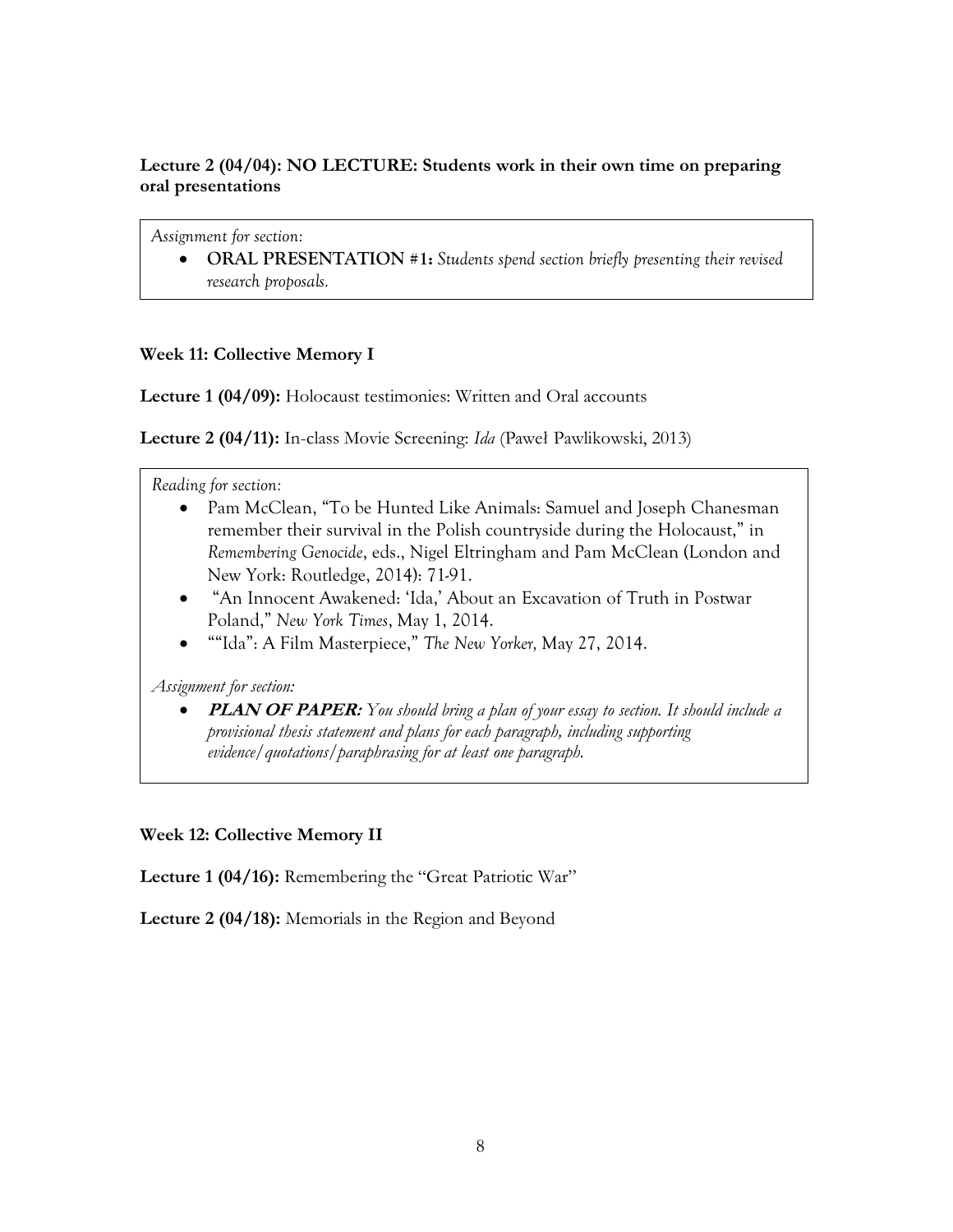**Lecture 2 (04/04): NO LECTURE: Students work in their own time on preparing oral presentations**

*Assignment for section:*

- **ORAL PRESENTATION #1:** *Students spend section briefly presenting their revised research proposals.*

**Week 11: Collective Memory I**

**Lecture 1 (04/09):** Holocaust testimonies: Written and Oral accounts

**Lecture 2 (04/11):** In-class Movie Screening: *Ida* (Paweł Pawlikowski, 2013)

*Reading for section:*

- Pam McClean, "To be Hunted Like Animals: Samuel and Joseph Chanesman remember their survival in the Polish countryside during the Holocaust," in *Remembering Genocide*, eds., Nigel Eltringham and Pam McClean (London and New York: Routledge, 2014): 71-91.
- "An Innocent Awakened: 'Ida,' About an Excavation of Truth in Postwar Poland," *New York Times*, May 1, 2014.
- ""Ida": A Film Masterpiece," *The New Yorker*, May 27, 2014.

*Assignment for section:*

- ***PLAN OF PAPER:*** *You should bring a plan of your essay to section. It should include a provisional thesis statement and plans for each paragraph, including supporting evidence/quotations/paraphrasing for at least one paragraph.*

**Week 12: Collective Memory II**

**Lecture 1 (04/16):** Remembering the "Great Patriotic War"

**Lecture 2 (04/18):** Memorials in the Region and Beyond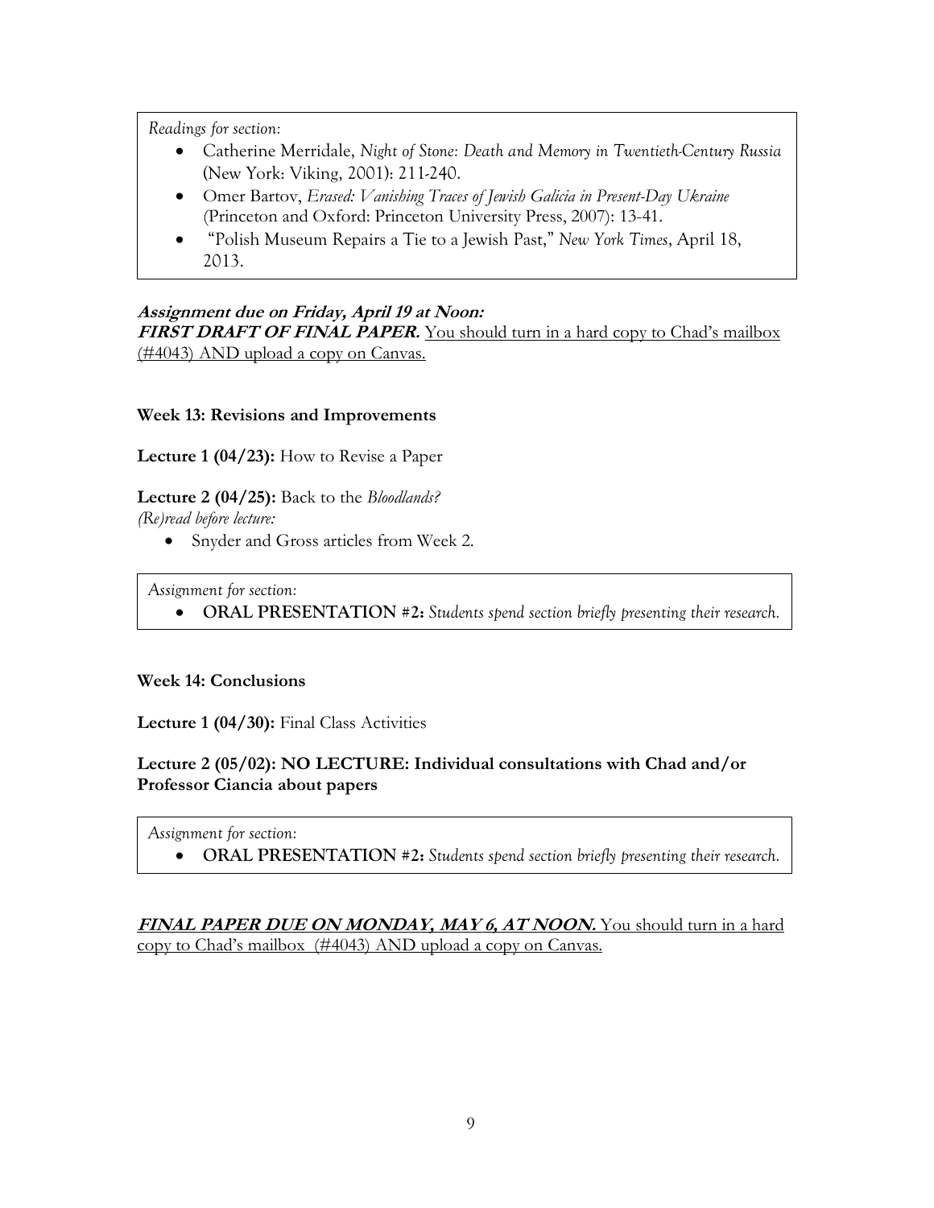*Readings for section:*

- Catherine Merridale, *Night of Stone: Death and Memory in Twentieth-Century Russia* (New York: Viking, 2001): 211-240.
- Omer Bartov, *Erased: Vanishing Traces of Jewish Galicia in Present-Day Ukraine* (Princeton and Oxford: Princeton University Press, 2007): 13-41.
- "Polish Museum Repairs a Tie to a Jewish Past," *New York Times*, April 18, 2013.

***Assignment due on Friday, April 19 at Noon:***
***FIRST DRAFT OF FINAL PAPER.*** <u>You should turn in a hard copy to Chad's mailbox (#4043) AND upload a copy on Canvas.</u>

**Week 13: Revisions and Improvements**

**Lecture 1 (04/23):** How to Revise a Paper

**Lecture 2 (04/25):** Back to the *Bloodlands?*
*(Re)read before lecture:*

- Snyder and Gross articles from Week 2.

*Assignment for section:*

- **ORAL PRESENTATION #2:** *Students spend section briefly presenting their research.*

**Week 14: Conclusions**

**Lecture 1 (04/30):** Final Class Activities

**Lecture 2 (05/02): NO LECTURE: Individual consultations with Chad and/or Professor Ciancia about papers**

*Assignment for section:*

- **ORAL PRESENTATION #2:** *Students spend section briefly presenting their research.*

***<u>FINAL PAPER DUE ON MONDAY, MAY 6, AT NOON.</u>*** <u>You should turn in a hard copy to Chad's mailbox (#4043) AND upload a copy on Canvas.</u>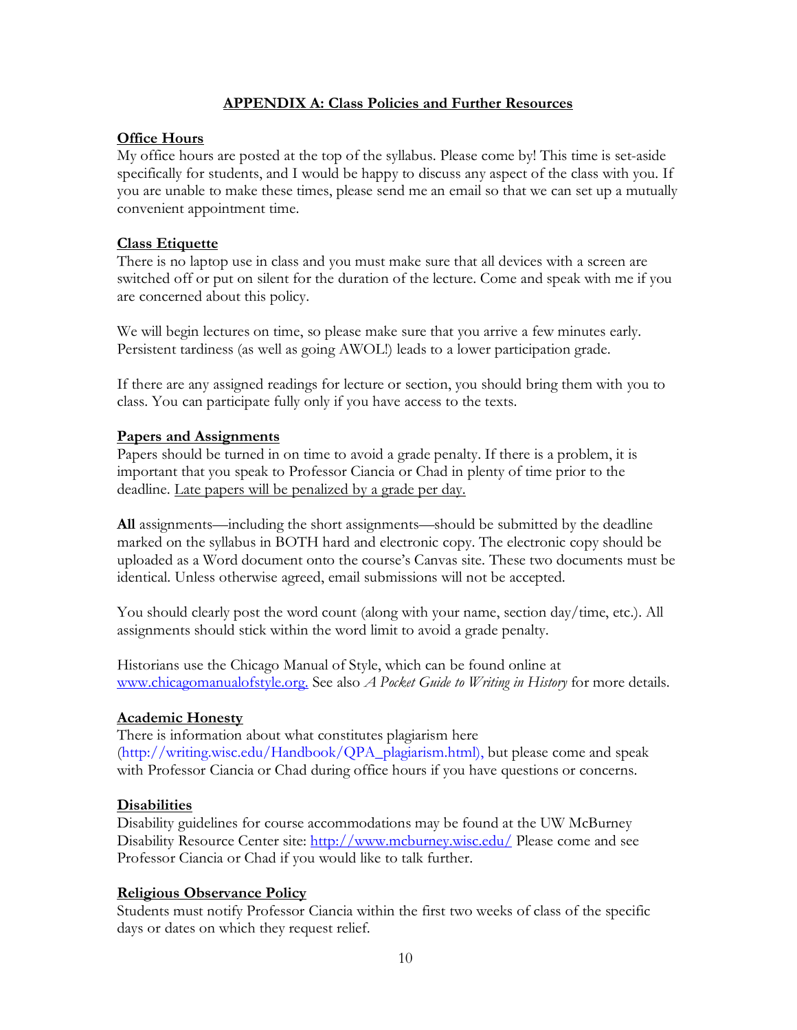## APPENDIX A: Class Policies and Further Resources

### Office Hours

My office hours are posted at the top of the syllabus. Please come by! This time is set-aside specifically for students, and I would be happy to discuss any aspect of the class with you. If you are unable to make these times, please send me an email so that we can set up a mutually convenient appointment time.

### Class Etiquette

There is no laptop use in class and you must make sure that all devices with a screen are switched off or put on silent for the duration of the lecture. Come and speak with me if you are concerned about this policy.

We will begin lectures on time, so please make sure that you arrive a few minutes early. Persistent tardiness (as well as going AWOL!) leads to a lower participation grade.

If there are any assigned readings for lecture or section, you should bring them with you to class. You can participate fully only if you have access to the texts.

### Papers and Assignments

Papers should be turned in on time to avoid a grade penalty. If there is a problem, it is important that you speak to Professor Ciancia or Chad in plenty of time prior to the deadline. Late papers will be penalized by a grade per day.

**All** assignments—including the short assignments—should be submitted by the deadline marked on the syllabus in BOTH hard and electronic copy. The electronic copy should be uploaded as a Word document onto the course's Canvas site. These two documents must be identical. Unless otherwise agreed, email submissions will not be accepted.

You should clearly post the word count (along with your name, section day/time, etc.). All assignments should stick within the word limit to avoid a grade penalty.

Historians use the Chicago Manual of Style, which can be found online at www.chicagomanualofstyle.org. See also *A Pocket Guide to Writing in History* for more details.

### Academic Honesty

There is information about what constitutes plagiarism here (http://writing.wisc.edu/Handbook/QPA_plagiarism.html), but please come and speak with Professor Ciancia or Chad during office hours if you have questions or concerns.

### Disabilities

Disability guidelines for course accommodations may be found at the UW McBurney Disability Resource Center site: http://www.mcburney.wisc.edu/ Please come and see Professor Ciancia or Chad if you would like to talk further.

### Religious Observance Policy

Students must notify Professor Ciancia within the first two weeks of class of the specific days or dates on which they request relief.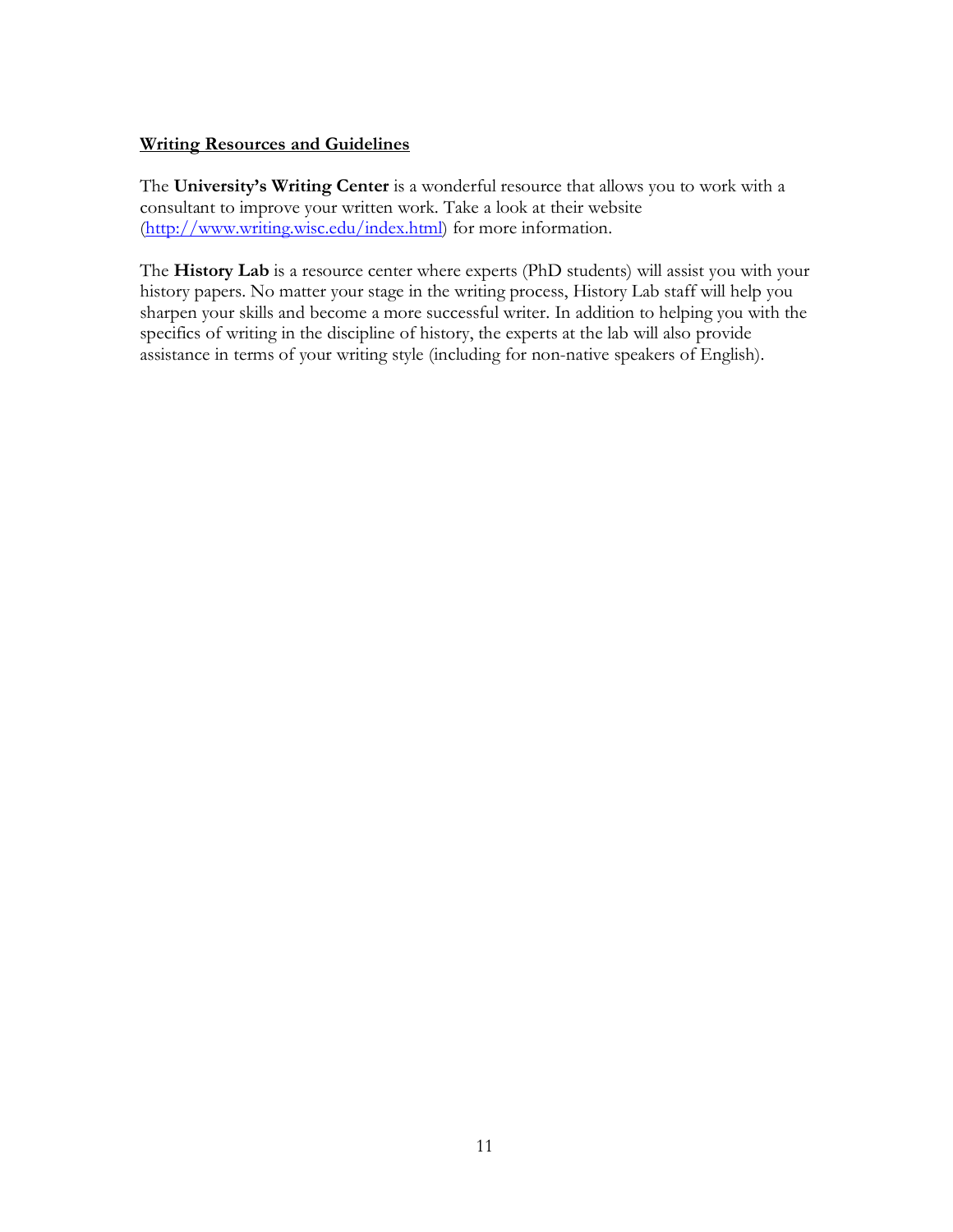**Writing Resources and Guidelines**

The **University's Writing Center** is a wonderful resource that allows you to work with a consultant to improve your written work. Take a look at their website ([http://www.writing.wisc.edu/index.html](http://www.writing.wisc.edu/index.html)) for more information.

The **History Lab** is a resource center where experts (PhD students) will assist you with your history papers. No matter your stage in the writing process, History Lab staff will help you sharpen your skills and become a more successful writer. In addition to helping you with the specifics of writing in the discipline of history, the experts at the lab will also provide assistance in terms of your writing style (including for non-native speakers of English).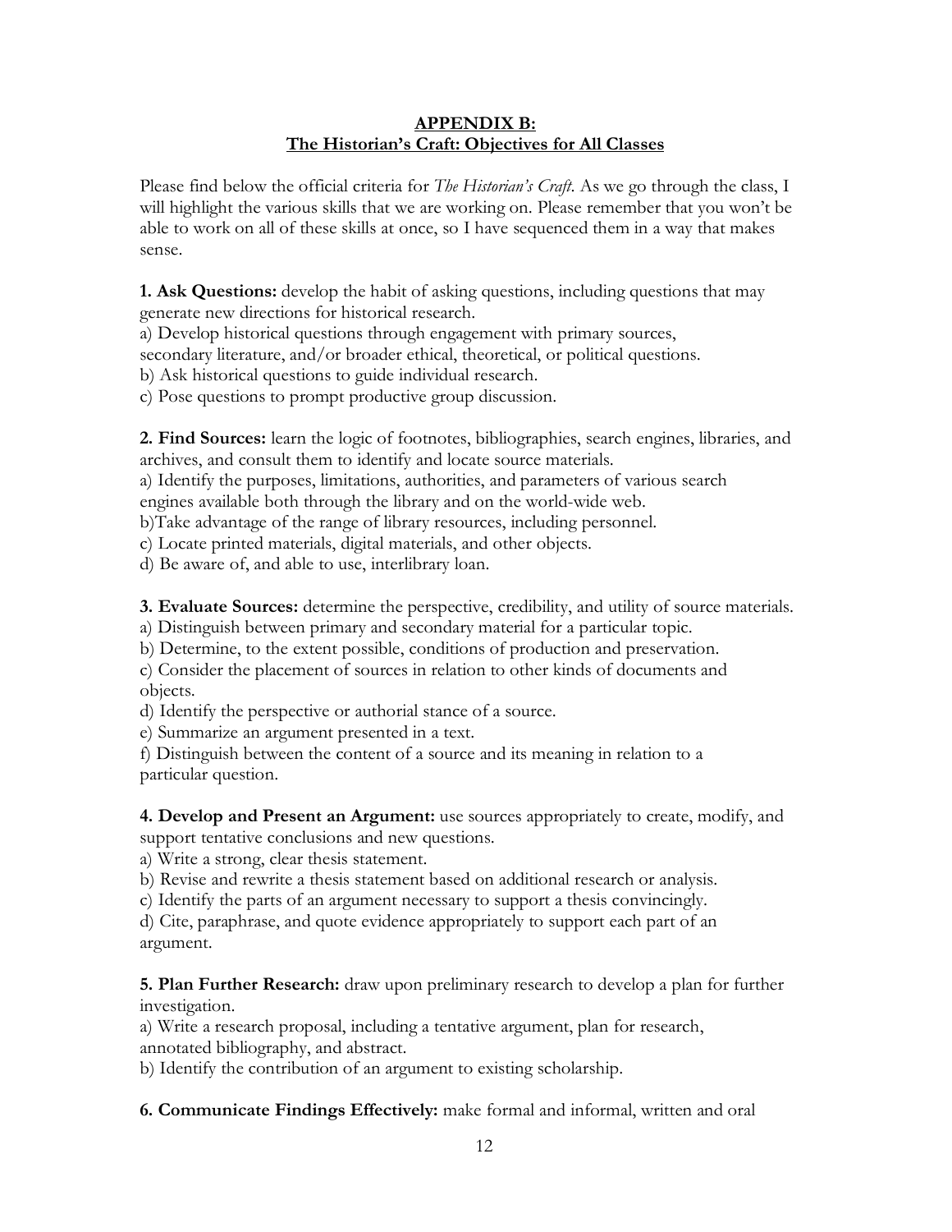## APPENDIX B:
## The Historian's Craft: Objectives for All Classes

Please find below the official criteria for *The Historian's Craft*. As we go through the class, I will highlight the various skills that we are working on. Please remember that you won't be able to work on all of these skills at once, so I have sequenced them in a way that makes sense.

**1. Ask Questions:** develop the habit of asking questions, including questions that may generate new directions for historical research.
a) Develop historical questions through engagement with primary sources, secondary literature, and/or broader ethical, theoretical, or political questions.
b) Ask historical questions to guide individual research.
c) Pose questions to prompt productive group discussion.

**2. Find Sources:** learn the logic of footnotes, bibliographies, search engines, libraries, and archives, and consult them to identify and locate source materials.
a) Identify the purposes, limitations, authorities, and parameters of various search engines available both through the library and on the world-wide web.
b)Take advantage of the range of library resources, including personnel.
c) Locate printed materials, digital materials, and other objects.
d) Be aware of, and able to use, interlibrary loan.

**3. Evaluate Sources:** determine the perspective, credibility, and utility of source materials.
a) Distinguish between primary and secondary material for a particular topic.
b) Determine, to the extent possible, conditions of production and preservation.
c) Consider the placement of sources in relation to other kinds of documents and objects.
d) Identify the perspective or authorial stance of a source.
e) Summarize an argument presented in a text.
f) Distinguish between the content of a source and its meaning in relation to a particular question.

**4. Develop and Present an Argument:** use sources appropriately to create, modify, and support tentative conclusions and new questions.
a) Write a strong, clear thesis statement.
b) Revise and rewrite a thesis statement based on additional research or analysis.
c) Identify the parts of an argument necessary to support a thesis convincingly.
d) Cite, paraphrase, and quote evidence appropriately to support each part of an argument.

**5. Plan Further Research:** draw upon preliminary research to develop a plan for further investigation.
a) Write a research proposal, including a tentative argument, plan for research, annotated bibliography, and abstract.
b) Identify the contribution of an argument to existing scholarship.

**6. Communicate Findings Effectively:** make formal and informal, written and oral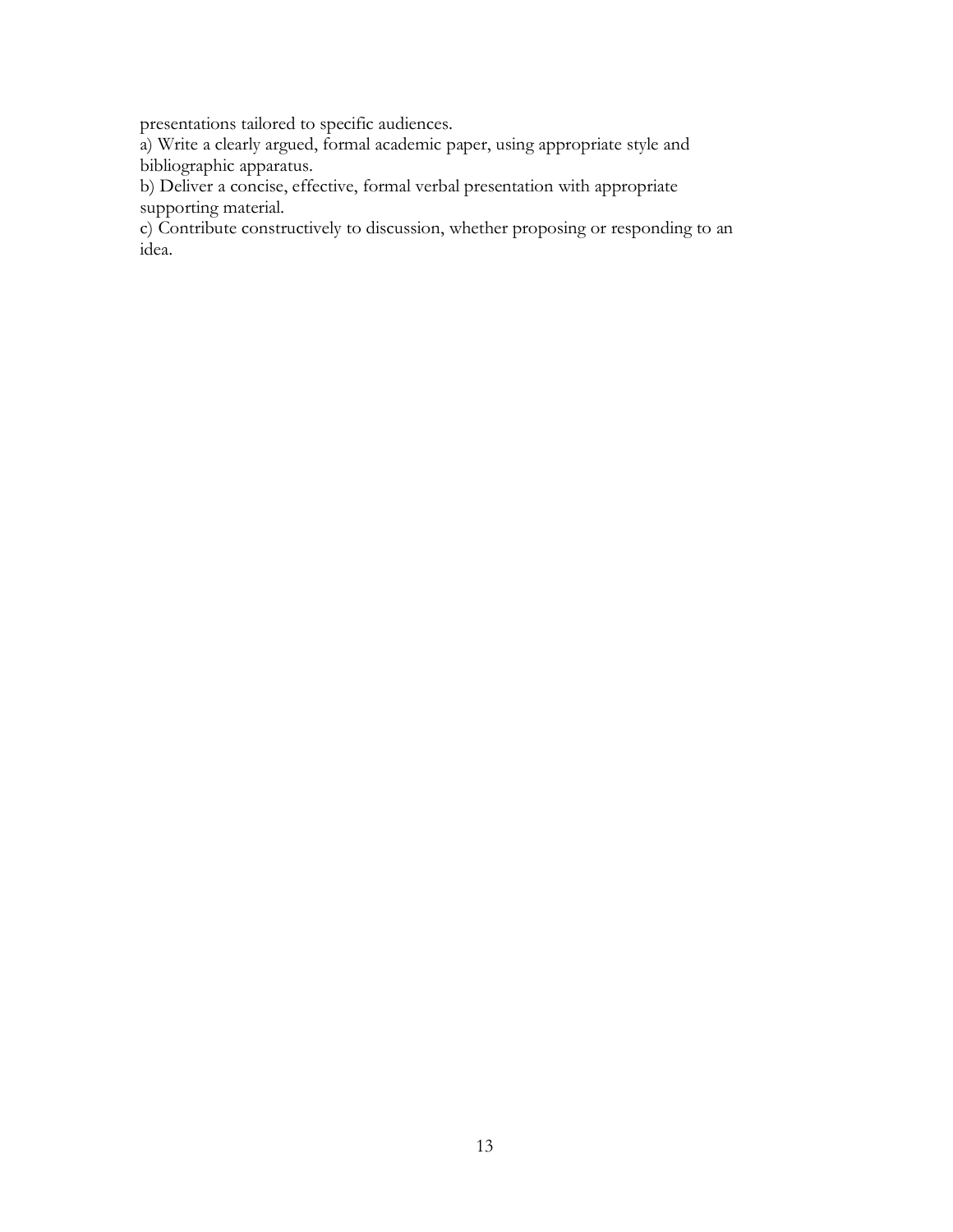presentations tailored to specific audiences.

a) Write a clearly argued, formal academic paper, using appropriate style and bibliographic apparatus.

b) Deliver a concise, effective, formal verbal presentation with appropriate supporting material.

c) Contribute constructively to discussion, whether proposing or responding to an idea.